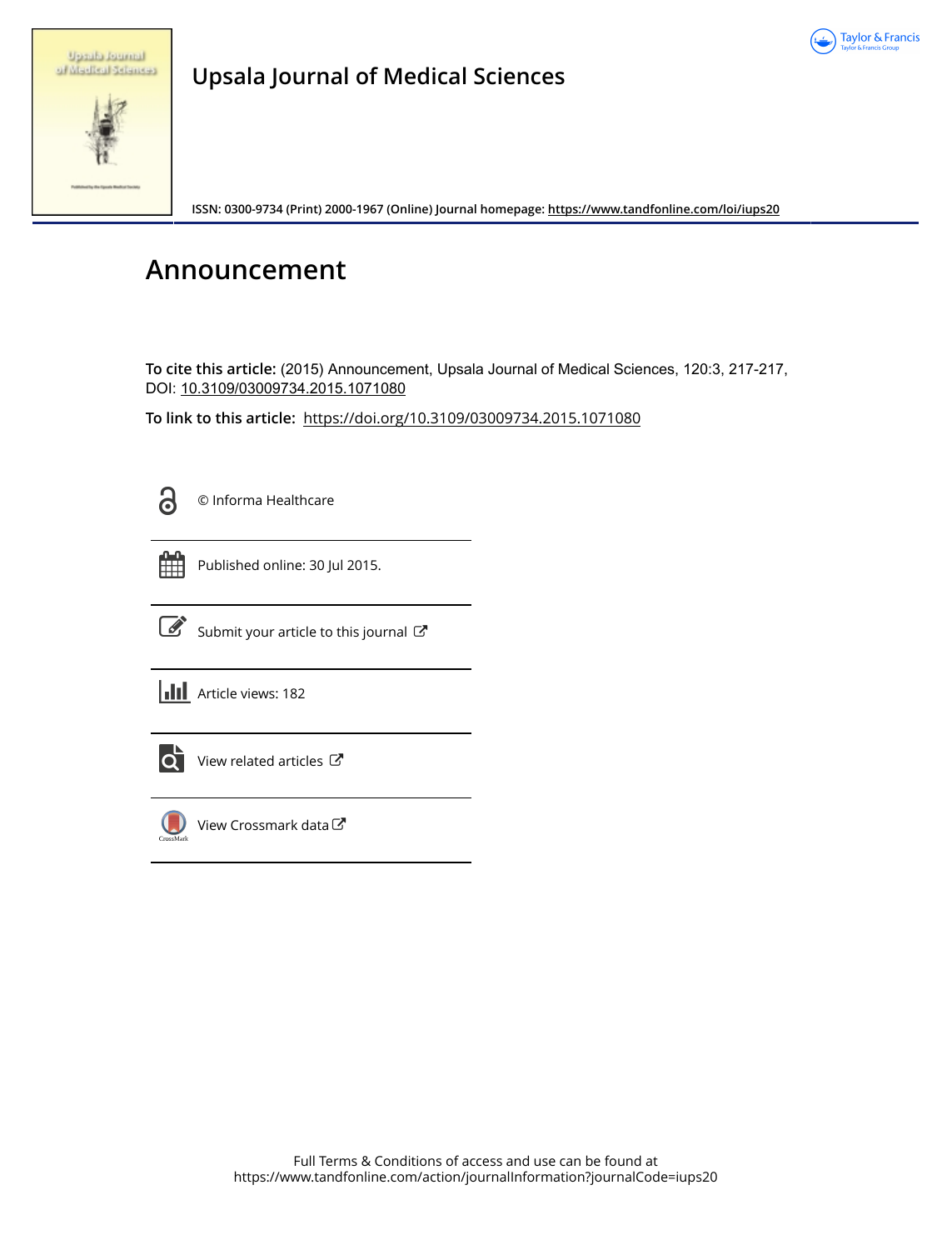Upsala Journal of Medical Sciences

ISSN: 0300-9734 (Print) 2000-1967 (Online) Journal homepage: https://www.tandfonline.com/loi/iups20

# Announcement

**To cite this article:** (2015) Announcement, Upsala Journal of Medical Sciences, 120:3, 217-217, DOI: 10.3109/03009734.2015.1071080

**To link to this article:** https://doi.org/10.3109/03009734.2015.1071080

© Informa Healthcare

Published online: 30 Jul 2015.

Submit your article to this journal

Article views: 182

View related articles

View Crossmark data

Full Terms & Conditions of access and use can be found at
https://www.tandfonline.com/action/journalInformation?journalCode=iups20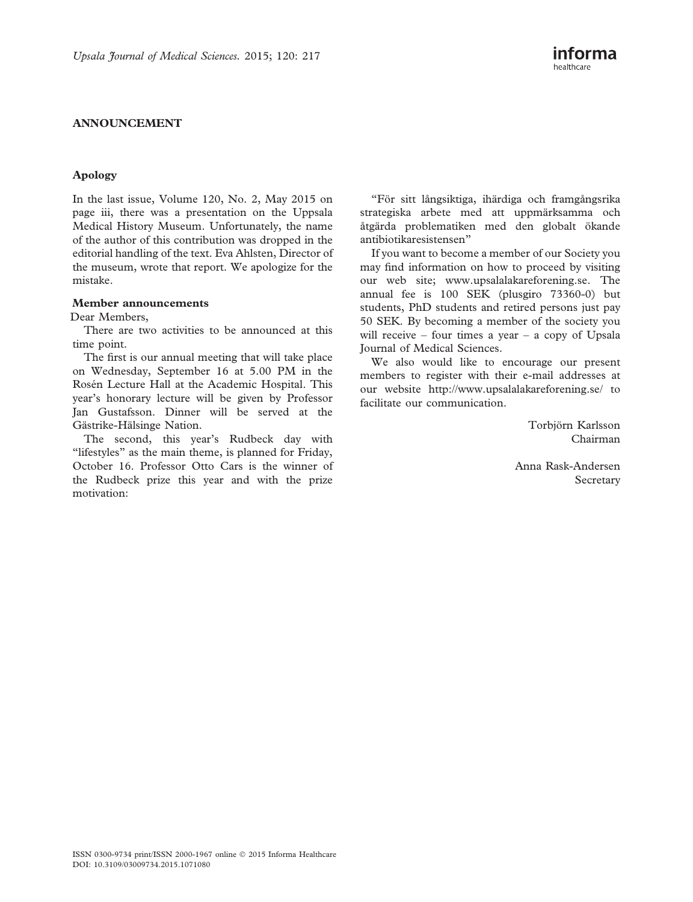## ANNOUNCEMENT

### Apology

In the last issue, Volume 120, No. 2, May 2015 on page iii, there was a presentation on the Uppsala Medical History Museum. Unfortunately, the name of the author of this contribution was dropped in the editorial handling of the text. Eva Ahlsten, Director of the museum, wrote that report. We apologize for the mistake.

### Member announcements

Dear Members,

There are two activities to be announced at this time point.

The first is our annual meeting that will take place on Wednesday, September 16 at 5.00 PM in the Rosén Lecture Hall at the Academic Hospital. This year's honorary lecture will be given by Professor Jan Gustafsson. Dinner will be served at the Gästrike-Hälsinge Nation.

The second, this year's Rudbeck day with "lifestyles" as the main theme, is planned for Friday, October 16. Professor Otto Cars is the winner of the Rudbeck prize this year and with the prize motivation:

"För sitt långsiktiga, ihärdiga och framgångsrika strategiska arbete med att uppmärksamma och åtgärda problematiken med den globalt ökande antibiotikaresistensen"

If you want to become a member of our Society you may find information on how to proceed by visiting our web site; www.upsalalakareforening.se. The annual fee is 100 SEK (plusgiro 73360-0) but students, PhD students and retired persons just pay 50 SEK. By becoming a member of the society you will receive – four times a year – a copy of Upsala Journal of Medical Sciences.

We also would like to encourage our present members to register with their e-mail addresses at our website http://www.upsalalakareforening.se/ to facilitate our communication.

Torbjörn Karlsson
Chairman

Anna Rask-Andersen
Secretary

ISSN 0300-9734 print/ISSN 2000-1967 online © 2015 Informa Healthcare
DOI: 10.3109/03009734.2015.1071080